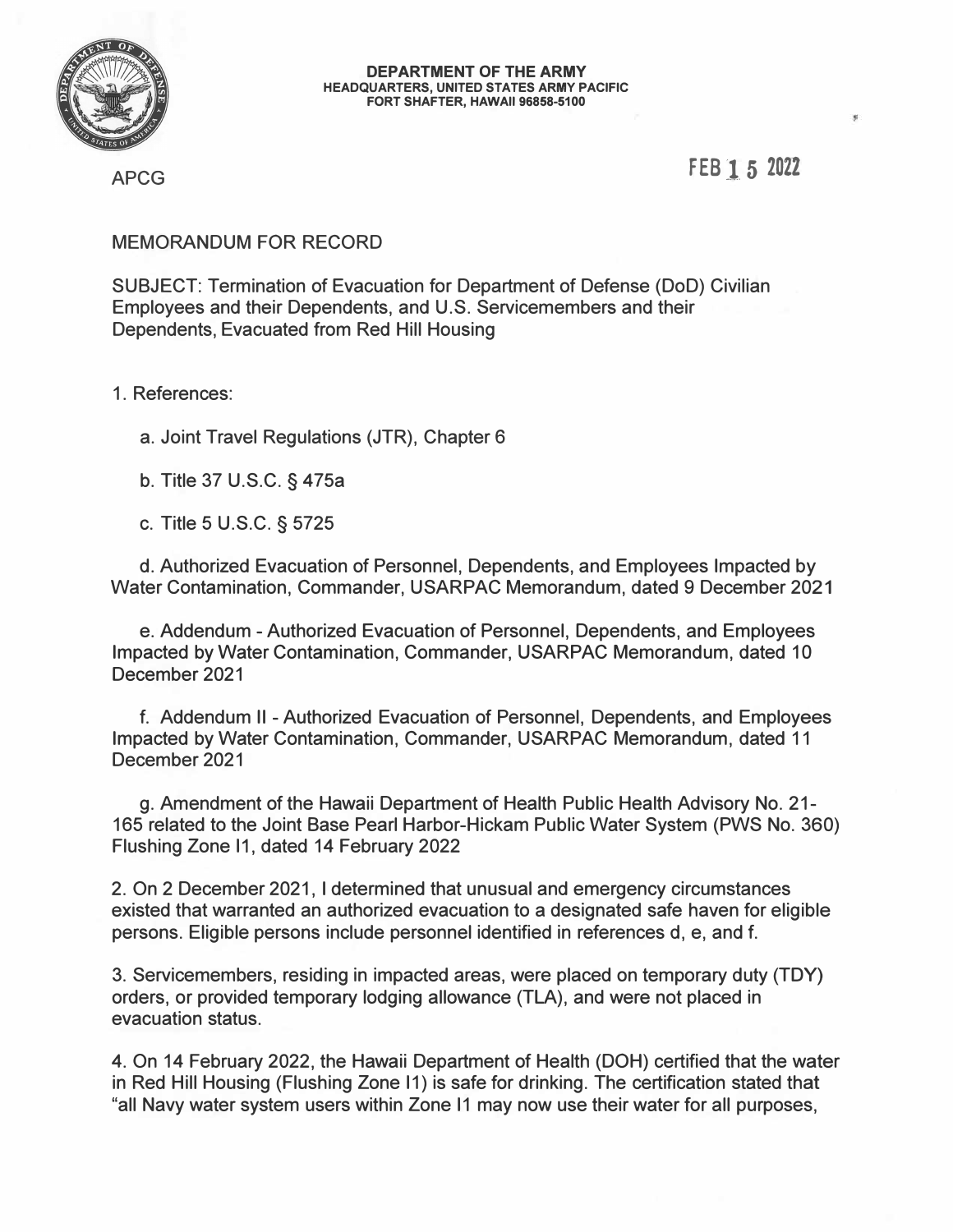**DEPARTMENT OF THE ARMY**
**HEADQUARTERS, UNITED STATES ARMY PACIFIC**
**FORT SHAFTER, HAWAII 96858-5100**

APCG

FEB 15 2022

MEMORANDUM FOR RECORD

SUBJECT: Termination of Evacuation for Department of Defense (DoD) Civilian Employees and their Dependents, and U.S. Servicemembers and their Dependents, Evacuated from Red Hill Housing

1. References:

   a. Joint Travel Regulations (JTR), Chapter 6

   b. Title 37 U.S.C. § 475a

   c. Title 5 U.S.C. § 5725

   d. Authorized Evacuation of Personnel, Dependents, and Employees Impacted by Water Contamination, Commander, USARPAC Memorandum, dated 9 December 2021

   e. Addendum - Authorized Evacuation of Personnel, Dependents, and Employees Impacted by Water Contamination, Commander, USARPAC Memorandum, dated 10 December 2021

   f. Addendum II - Authorized Evacuation of Personnel, Dependents, and Employees Impacted by Water Contamination, Commander, USARPAC Memorandum, dated 11 December 2021

   g. Amendment of the Hawaii Department of Health Public Health Advisory No. 21-165 related to the Joint Base Pearl Harbor-Hickam Public Water System (PWS No. 360) Flushing Zone I1, dated 14 February 2022

2. On 2 December 2021, I determined that unusual and emergency circumstances existed that warranted an authorized evacuation to a designated safe haven for eligible persons. Eligible persons include personnel identified in references d, e, and f.

3. Servicemembers, residing in impacted areas, were placed on temporary duty (TDY) orders, or provided temporary lodging allowance (TLA), and were not placed in evacuation status.

4. On 14 February 2022, the Hawaii Department of Health (DOH) certified that the water in Red Hill Housing (Flushing Zone I1) is safe for drinking. The certification stated that "all Navy water system users within Zone I1 may now use their water for all purposes,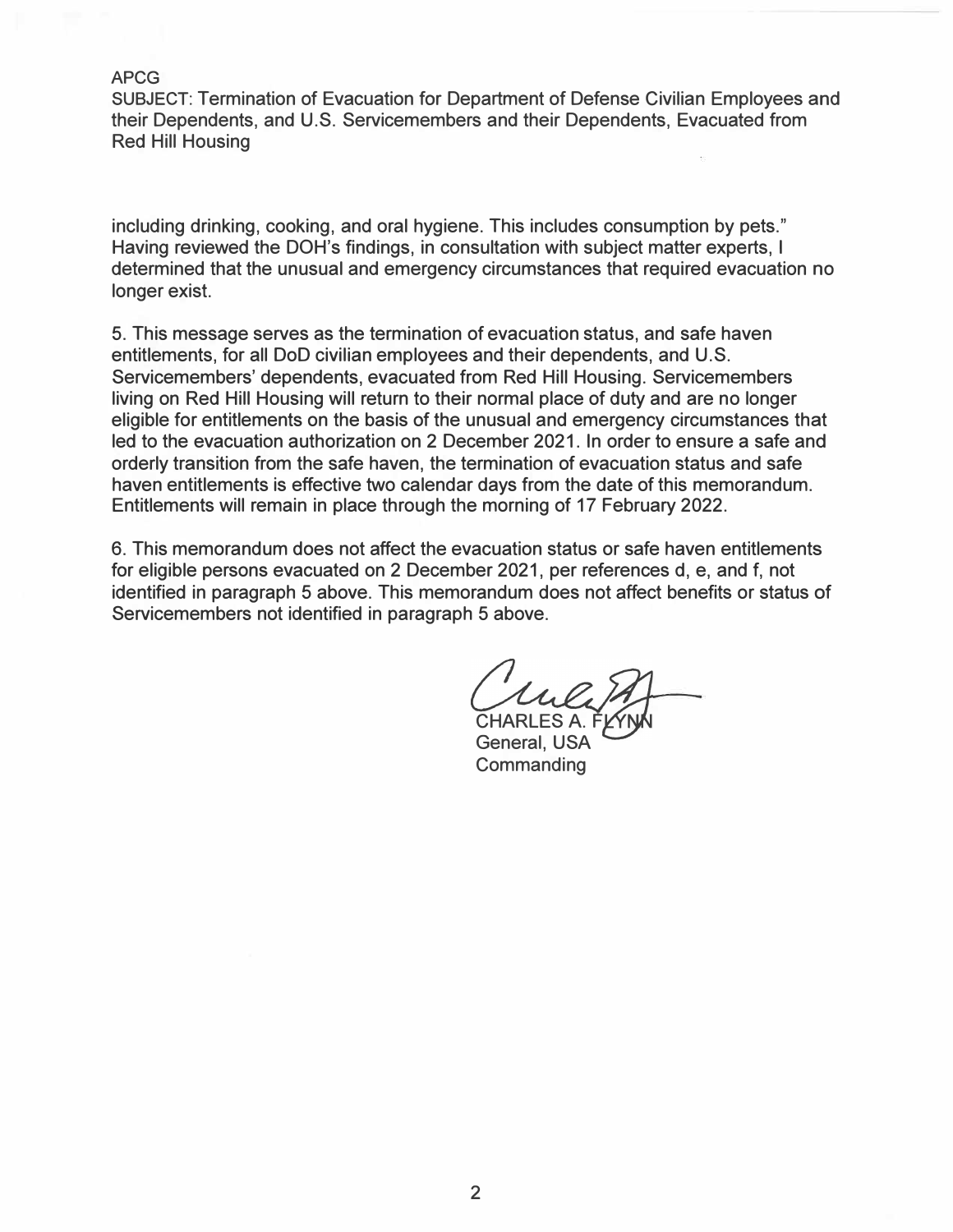APCG
SUBJECT: Termination of Evacuation for Department of Defense Civilian Employees and their Dependents, and U.S. Servicemembers and their Dependents, Evacuated from Red Hill Housing

including drinking, cooking, and oral hygiene. This includes consumption by pets." Having reviewed the DOH's findings, in consultation with subject matter experts, I determined that the unusual and emergency circumstances that required evacuation no longer exist.

5. This message serves as the termination of evacuation status, and safe haven entitlements, for all DoD civilian employees and their dependents, and U.S. Servicemembers' dependents, evacuated from Red Hill Housing. Servicemembers living on Red Hill Housing will return to their normal place of duty and are no longer eligible for entitlements on the basis of the unusual and emergency circumstances that led to the evacuation authorization on 2 December 2021. In order to ensure a safe and orderly transition from the safe haven, the termination of evacuation status and safe haven entitlements is effective two calendar days from the date of this memorandum. Entitlements will remain in place through the morning of 17 February 2022.

6. This memorandum does not affect the evacuation status or safe haven entitlements for eligible persons evacuated on 2 December 2021, per references d, e, and f, not identified in paragraph 5 above. This memorandum does not affect benefits or status of Servicemembers not identified in paragraph 5 above.

CHARLES A. FLYNN
General, USA
Commanding